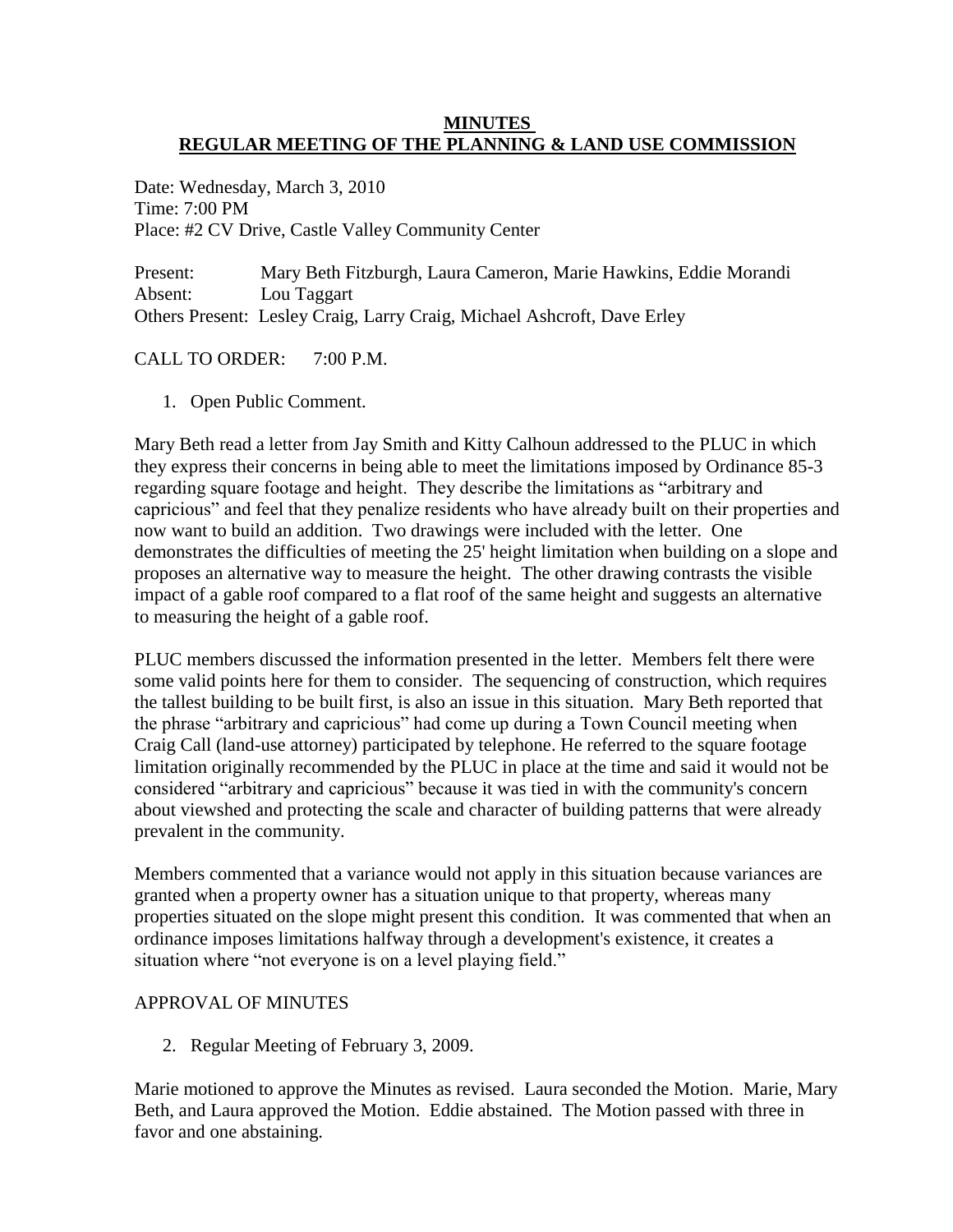# MINUTES
## REGULAR MEETING OF THE PLANNING & LAND USE COMMISSION

Date: Wednesday, March 3, 2010
Time: 7:00 PM
Place: #2 CV Drive, Castle Valley Community Center

Present: Mary Beth Fitzburgh, Laura Cameron, Marie Hawkins, Eddie Morandi
Absent: Lou Taggart
Others Present: Lesley Craig, Larry Craig, Michael Ashcroft, Dave Erley

CALL TO ORDER: 7:00 P.M.

1. Open Public Comment.

Mary Beth read a letter from Jay Smith and Kitty Calhoun addressed to the PLUC in which they express their concerns in being able to meet the limitations imposed by Ordinance 85-3 regarding square footage and height. They describe the limitations as "arbitrary and capricious" and feel that they penalize residents who have already built on their properties and now want to build an addition. Two drawings were included with the letter. One demonstrates the difficulties of meeting the 25' height limitation when building on a slope and proposes an alternative way to measure the height. The other drawing contrasts the visible impact of a gable roof compared to a flat roof of the same height and suggests an alternative to measuring the height of a gable roof.

PLUC members discussed the information presented in the letter. Members felt there were some valid points here for them to consider. The sequencing of construction, which requires the tallest building to be built first, is also an issue in this situation. Mary Beth reported that the phrase "arbitrary and capricious" had come up during a Town Council meeting when Craig Call (land-use attorney) participated by telephone. He referred to the square footage limitation originally recommended by the PLUC in place at the time and said it would not be considered "arbitrary and capricious" because it was tied in with the community's concern about viewshed and protecting the scale and character of building patterns that were already prevalent in the community.

Members commented that a variance would not apply in this situation because variances are granted when a property owner has a situation unique to that property, whereas many properties situated on the slope might present this condition. It was commented that when an ordinance imposes limitations halfway through a development's existence, it creates a situation where "not everyone is on a level playing field."

APPROVAL OF MINUTES

2. Regular Meeting of February 3, 2009.

Marie motioned to approve the Minutes as revised. Laura seconded the Motion. Marie, Mary Beth, and Laura approved the Motion. Eddie abstained. The Motion passed with three in favor and one abstaining.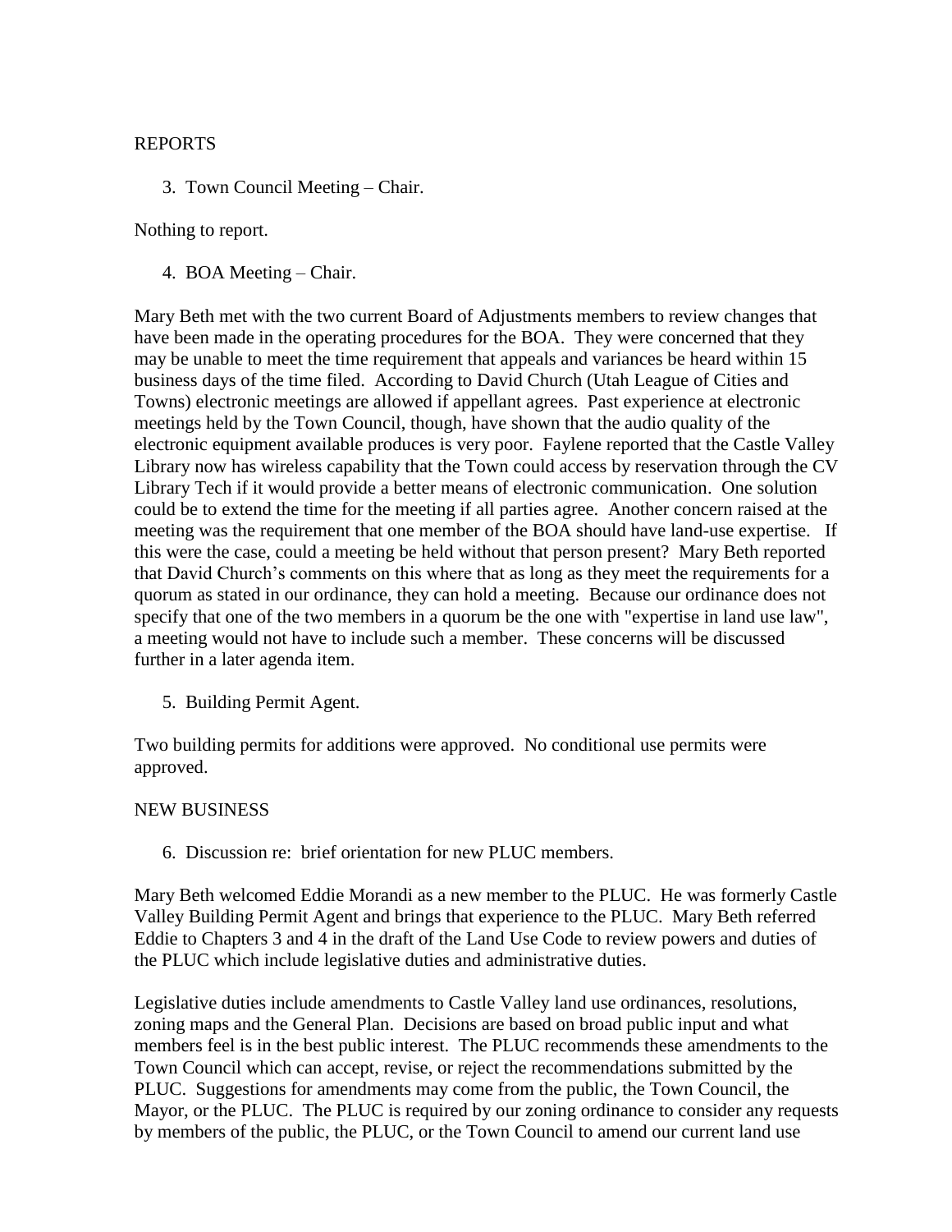REPORTS

3. Town Council Meeting – Chair.

Nothing to report.

4. BOA Meeting – Chair.

Mary Beth met with the two current Board of Adjustments members to review changes that have been made in the operating procedures for the BOA. They were concerned that they may be unable to meet the time requirement that appeals and variances be heard within 15 business days of the time filed. According to David Church (Utah League of Cities and Towns) electronic meetings are allowed if appellant agrees. Past experience at electronic meetings held by the Town Council, though, have shown that the audio quality of the electronic equipment available produces is very poor. Faylene reported that the Castle Valley Library now has wireless capability that the Town could access by reservation through the CV Library Tech if it would provide a better means of electronic communication. One solution could be to extend the time for the meeting if all parties agree. Another concern raised at the meeting was the requirement that one member of the BOA should have land-use expertise. If this were the case, could a meeting be held without that person present? Mary Beth reported that David Church's comments on this where that as long as they meet the requirements for a quorum as stated in our ordinance, they can hold a meeting. Because our ordinance does not specify that one of the two members in a quorum be the one with "expertise in land use law", a meeting would not have to include such a member. These concerns will be discussed further in a later agenda item.

5. Building Permit Agent.

Two building permits for additions were approved. No conditional use permits were approved.

NEW BUSINESS

6. Discussion re: brief orientation for new PLUC members.

Mary Beth welcomed Eddie Morandi as a new member to the PLUC. He was formerly Castle Valley Building Permit Agent and brings that experience to the PLUC. Mary Beth referred Eddie to Chapters 3 and 4 in the draft of the Land Use Code to review powers and duties of the PLUC which include legislative duties and administrative duties.

Legislative duties include amendments to Castle Valley land use ordinances, resolutions, zoning maps and the General Plan. Decisions are based on broad public input and what members feel is in the best public interest. The PLUC recommends these amendments to the Town Council which can accept, revise, or reject the recommendations submitted by the PLUC. Suggestions for amendments may come from the public, the Town Council, the Mayor, or the PLUC. The PLUC is required by our zoning ordinance to consider any requests by members of the public, the PLUC, or the Town Council to amend our current land use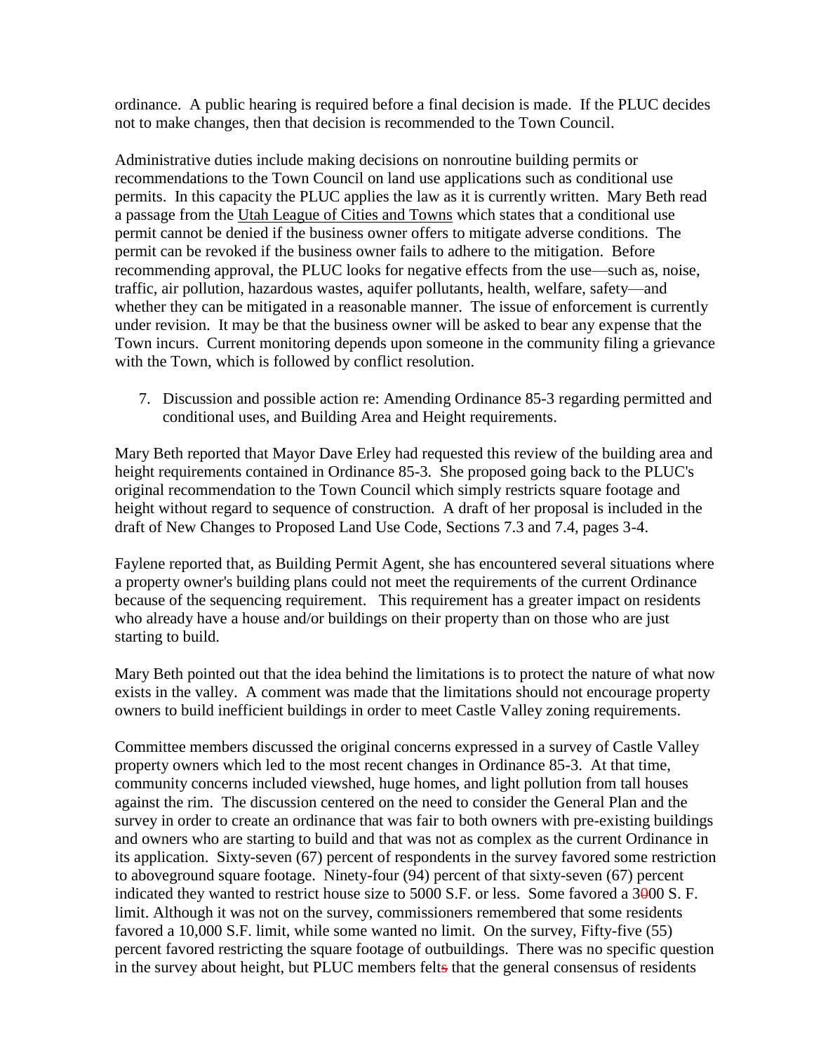ordinance. A public hearing is required before a final decision is made. If the PLUC decides not to make changes, then that decision is recommended to the Town Council.

Administrative duties include making decisions on nonroutine building permits or recommendations to the Town Council on land use applications such as conditional use permits. In this capacity the PLUC applies the law as it is currently written. Mary Beth read a passage from the Utah League of Cities and Towns which states that a conditional use permit cannot be denied if the business owner offers to mitigate adverse conditions. The permit can be revoked if the business owner fails to adhere to the mitigation. Before recommending approval, the PLUC looks for negative effects from the use—such as, noise, traffic, air pollution, hazardous wastes, aquifer pollutants, health, welfare, safety—and whether they can be mitigated in a reasonable manner. The issue of enforcement is currently under revision. It may be that the business owner will be asked to bear any expense that the Town incurs. Current monitoring depends upon someone in the community filing a grievance with the Town, which is followed by conflict resolution.

7. Discussion and possible action re: Amending Ordinance 85-3 regarding permitted and conditional uses, and Building Area and Height requirements.

Mary Beth reported that Mayor Dave Erley had requested this review of the building area and height requirements contained in Ordinance 85-3. She proposed going back to the PLUC's original recommendation to the Town Council which simply restricts square footage and height without regard to sequence of construction. A draft of her proposal is included in the draft of New Changes to Proposed Land Use Code, Sections 7.3 and 7.4, pages 3-4.

Faylene reported that, as Building Permit Agent, she has encountered several situations where a property owner's building plans could not meet the requirements of the current Ordinance because of the sequencing requirement. This requirement has a greater impact on residents who already have a house and/or buildings on their property than on those who are just starting to build.

Mary Beth pointed out that the idea behind the limitations is to protect the nature of what now exists in the valley. A comment was made that the limitations should not encourage property owners to build inefficient buildings in order to meet Castle Valley zoning requirements.

Committee members discussed the original concerns expressed in a survey of Castle Valley property owners which led to the most recent changes in Ordinance 85-3. At that time, community concerns included viewshed, huge homes, and light pollution from tall houses against the rim. The discussion centered on the need to consider the General Plan and the survey in order to create an ordinance that was fair to both owners with pre-existing buildings and owners who are starting to build and that was not as complex as the current Ordinance in its application. Sixty-seven (67) percent of respondents in the survey favored some restriction to aboveground square footage. Ninety-four (94) percent of that sixty-seven (67) percent indicated they wanted to restrict house size to 5000 S.F. or less. Some favored a 3~~0~~00 S. F. limit. Although it was not on the survey, commissioners remembered that some residents favored a 10,000 S.F. limit, while some wanted no limit. On the survey, Fifty-five (55) percent favored restricting the square footage of outbuildings. There was no specific question in the survey about height, but PLUC members felt~~s~~ that the general consensus of residents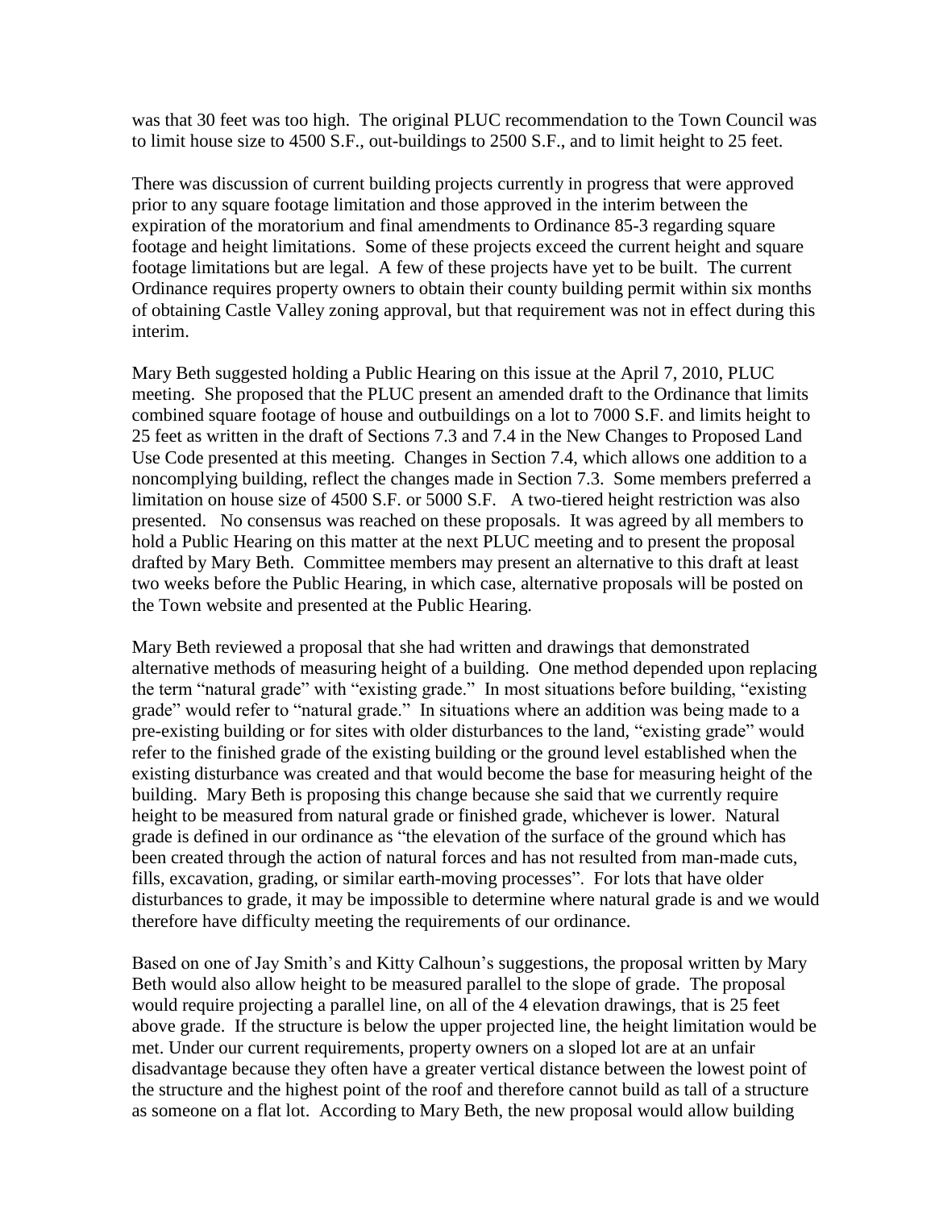was that 30 feet was too high. The original PLUC recommendation to the Town Council was to limit house size to 4500 S.F., out-buildings to 2500 S.F., and to limit height to 25 feet.

There was discussion of current building projects currently in progress that were approved prior to any square footage limitation and those approved in the interim between the expiration of the moratorium and final amendments to Ordinance 85-3 regarding square footage and height limitations. Some of these projects exceed the current height and square footage limitations but are legal. A few of these projects have yet to be built. The current Ordinance requires property owners to obtain their county building permit within six months of obtaining Castle Valley zoning approval, but that requirement was not in effect during this interim.

Mary Beth suggested holding a Public Hearing on this issue at the April 7, 2010, PLUC meeting. She proposed that the PLUC present an amended draft to the Ordinance that limits combined square footage of house and outbuildings on a lot to 7000 S.F. and limits height to 25 feet as written in the draft of Sections 7.3 and 7.4 in the New Changes to Proposed Land Use Code presented at this meeting. Changes in Section 7.4, which allows one addition to a noncomplying building, reflect the changes made in Section 7.3. Some members preferred a limitation on house size of 4500 S.F. or 5000 S.F. A two-tiered height restriction was also presented. No consensus was reached on these proposals. It was agreed by all members to hold a Public Hearing on this matter at the next PLUC meeting and to present the proposal drafted by Mary Beth. Committee members may present an alternative to this draft at least two weeks before the Public Hearing, in which case, alternative proposals will be posted on the Town website and presented at the Public Hearing.

Mary Beth reviewed a proposal that she had written and drawings that demonstrated alternative methods of measuring height of a building. One method depended upon replacing the term "natural grade" with "existing grade." In most situations before building, "existing grade" would refer to "natural grade." In situations where an addition was being made to a pre-existing building or for sites with older disturbances to the land, "existing grade" would refer to the finished grade of the existing building or the ground level established when the existing disturbance was created and that would become the base for measuring height of the building. Mary Beth is proposing this change because she said that we currently require height to be measured from natural grade or finished grade, whichever is lower. Natural grade is defined in our ordinance as "the elevation of the surface of the ground which has been created through the action of natural forces and has not resulted from man-made cuts, fills, excavation, grading, or similar earth-moving processes". For lots that have older disturbances to grade, it may be impossible to determine where natural grade is and we would therefore have difficulty meeting the requirements of our ordinance.

Based on one of Jay Smith's and Kitty Calhoun's suggestions, the proposal written by Mary Beth would also allow height to be measured parallel to the slope of grade. The proposal would require projecting a parallel line, on all of the 4 elevation drawings, that is 25 feet above grade. If the structure is below the upper projected line, the height limitation would be met. Under our current requirements, property owners on a sloped lot are at an unfair disadvantage because they often have a greater vertical distance between the lowest point of the structure and the highest point of the roof and therefore cannot build as tall of a structure as someone on a flat lot. According to Mary Beth, the new proposal would allow building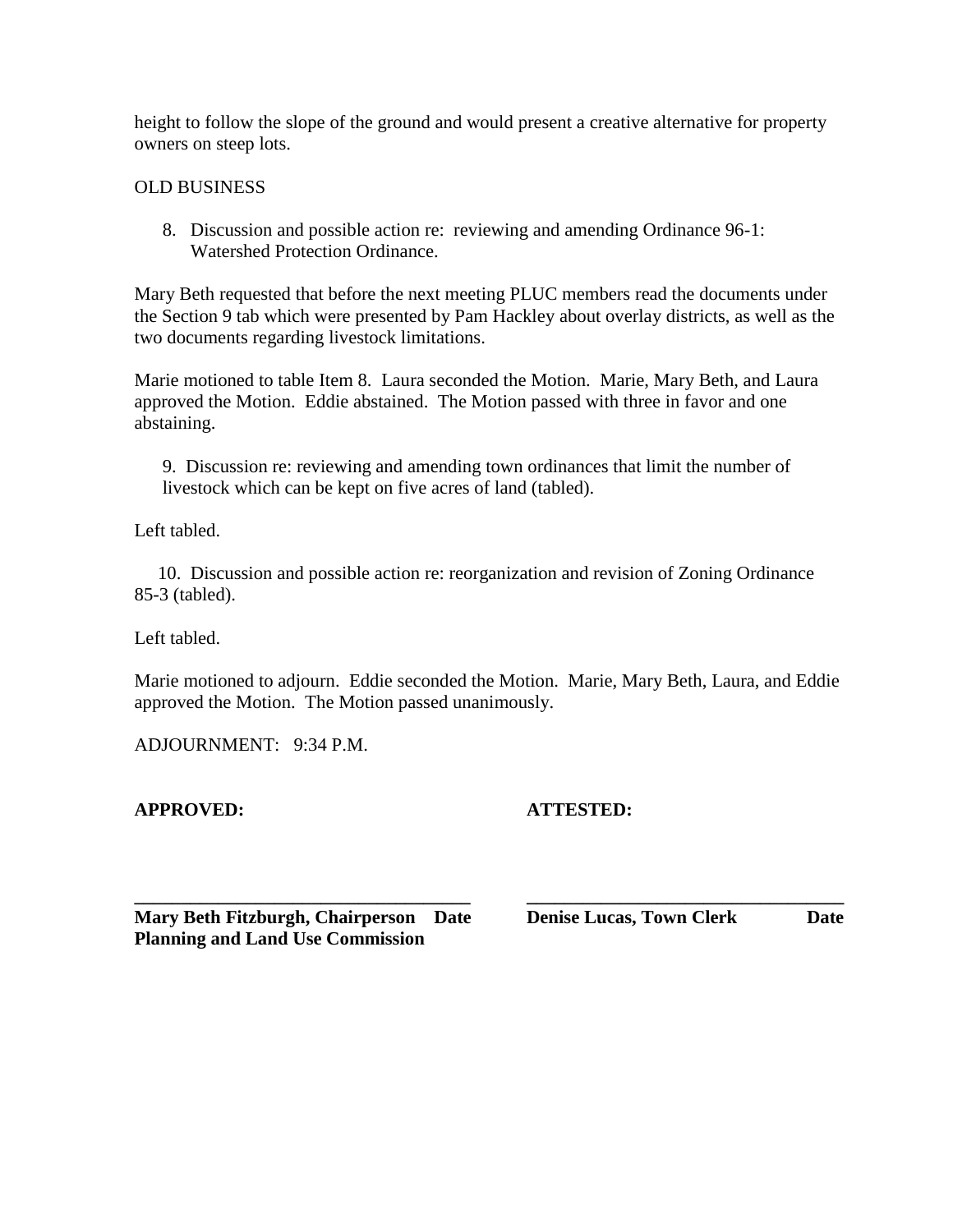height to follow the slope of the ground and would present a creative alternative for property owners on steep lots.

OLD BUSINESS

8. Discussion and possible action re: reviewing and amending Ordinance 96-1: Watershed Protection Ordinance.

Mary Beth requested that before the next meeting PLUC members read the documents under the Section 9 tab which were presented by Pam Hackley about overlay districts, as well as the two documents regarding livestock limitations.

Marie motioned to table Item 8. Laura seconded the Motion. Marie, Mary Beth, and Laura approved the Motion. Eddie abstained. The Motion passed with three in favor and one abstaining.

9. Discussion re: reviewing and amending town ordinances that limit the number of livestock which can be kept on five acres of land (tabled).

Left tabled.

10. Discussion and possible action re: reorganization and revision of Zoning Ordinance 85-3 (tabled).

Left tabled.

Marie motioned to adjourn. Eddie seconded the Motion. Marie, Mary Beth, Laura, and Eddie approved the Motion. The Motion passed unanimously.

ADJOURNMENT: 9:34 P.M.

**APPROVED:** **ATTESTED:**

______________________________________ ____________________________________

**Mary Beth Fitzburgh, Chairperson Date**
**Planning and Land Use Commission**

**Denise Lucas, Town Clerk Date**